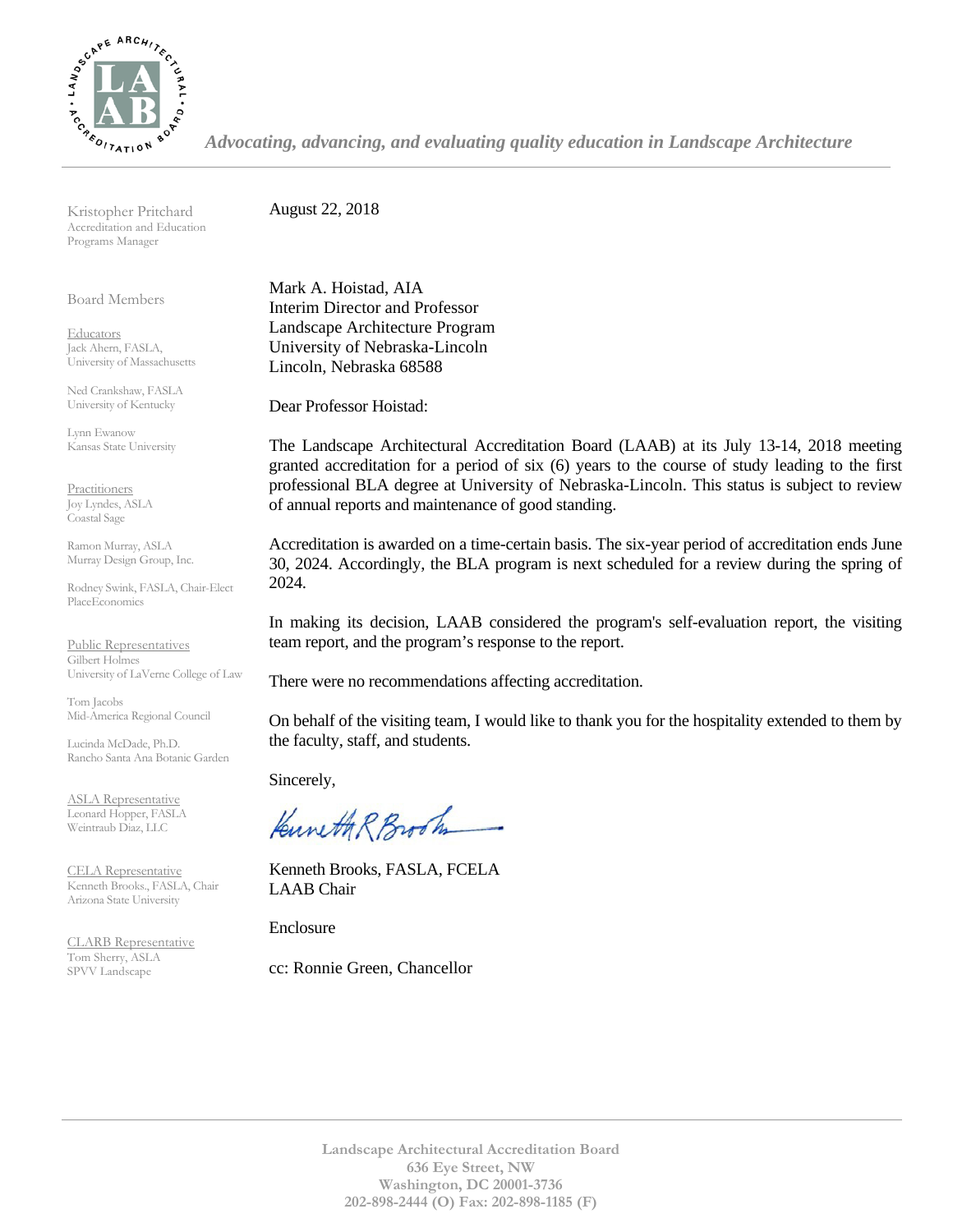*Advocating, advancing, and evaluating quality education in Landscape Architecture*

Kristopher Pritchard
Accreditation and Education Programs Manager

Board Members

Educators
Jack Ahern, FASLA,
University of Massachusetts

Ned Crankshaw, FASLA
University of Kentucky

Lynn Ewanow
Kansas State University

Practitioners
Joy Lyndes, ASLA
Coastal Sage

Ramon Murray, ASLA
Murray Design Group, Inc.

Rodney Swink, FASLA, Chair-Elect
PlaceEconomics

Public Representatives
Gilbert Holmes
University of LaVerne College of Law

Tom Jacobs
Mid-America Regional Council

Lucinda McDade, Ph.D.
Rancho Santa Ana Botanic Garden

ASLA Representative
Leonard Hopper, FASLA
Weintraub Diaz, LLC

CELA Representative
Kenneth Brooks., FASLA, Chair
Arizona State University

CLARB Representative
Tom Sherry, ASLA
SPVV Landscape

August 22, 2018

Mark A. Hoistad, AIA
Interim Director and Professor
Landscape Architecture Program
University of Nebraska-Lincoln
Lincoln, Nebraska 68588

Dear Professor Hoistad:

The Landscape Architectural Accreditation Board (LAAB) at its July 13-14, 2018 meeting granted accreditation for a period of six (6) years to the course of study leading to the first professional BLA degree at University of Nebraska-Lincoln. This status is subject to review of annual reports and maintenance of good standing.

Accreditation is awarded on a time-certain basis. The six-year period of accreditation ends June 30, 2024. Accordingly, the BLA program is next scheduled for a review during the spring of 2024.

In making its decision, LAAB considered the program's self-evaluation report, the visiting team report, and the program's response to the report.

There were no recommendations affecting accreditation.

On behalf of the visiting team, I would like to thank you for the hospitality extended to them by the faculty, staff, and students.

Sincerely,

Kenneth R Brooks

Kenneth Brooks, FASLA, FCELA
LAAB Chair

Enclosure

cc: Ronnie Green, Chancellor

Landscape Architectural Accreditation Board
636 Eye Street, NW
Washington, DC 20001-3736
202-898-2444 (O) Fax: 202-898-1185 (F)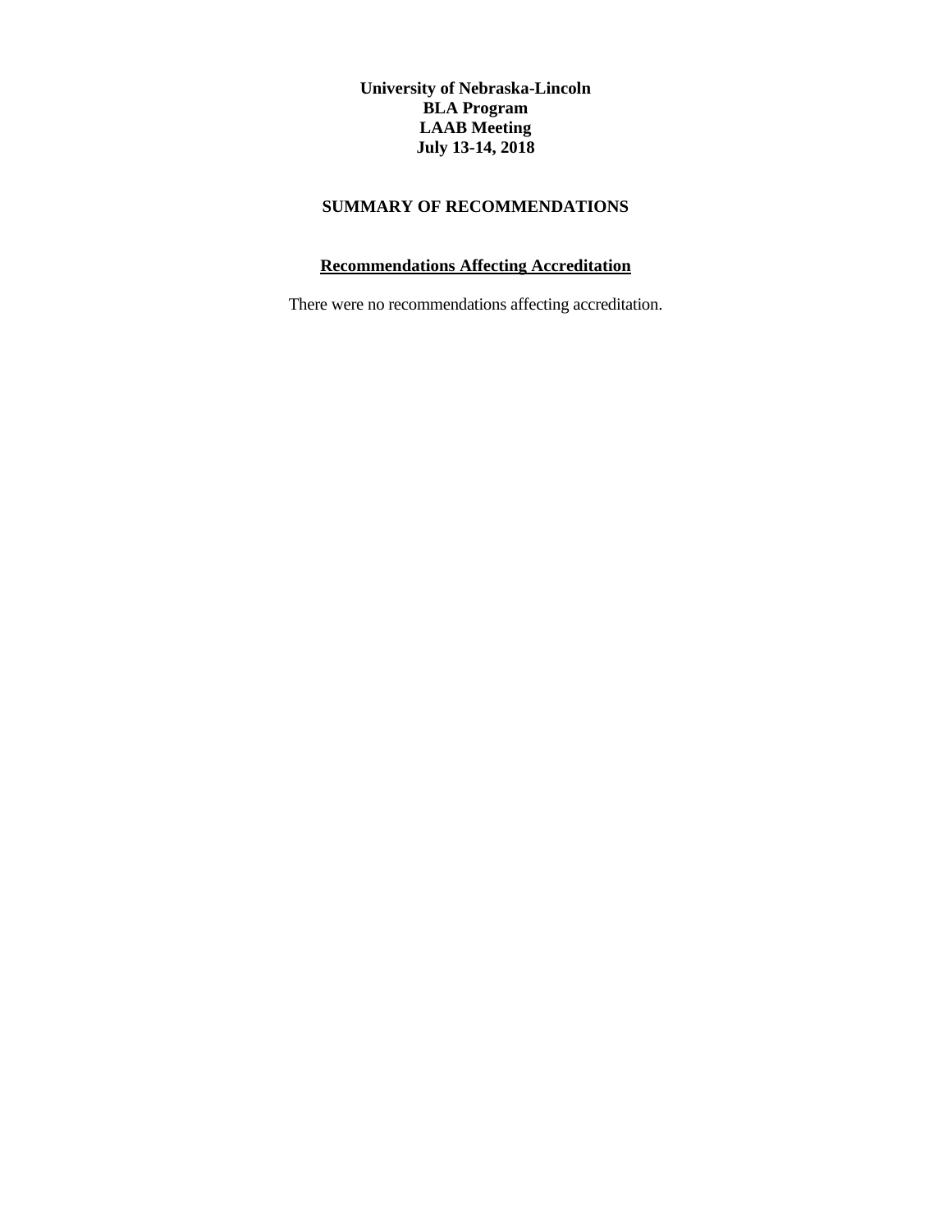**University of Nebraska-Lincoln**
**BLA Program**
**LAAB Meeting**
**July 13-14, 2018**

## SUMMARY OF RECOMMENDATIONS

### Recommendations Affecting Accreditation

There were no recommendations affecting accreditation.